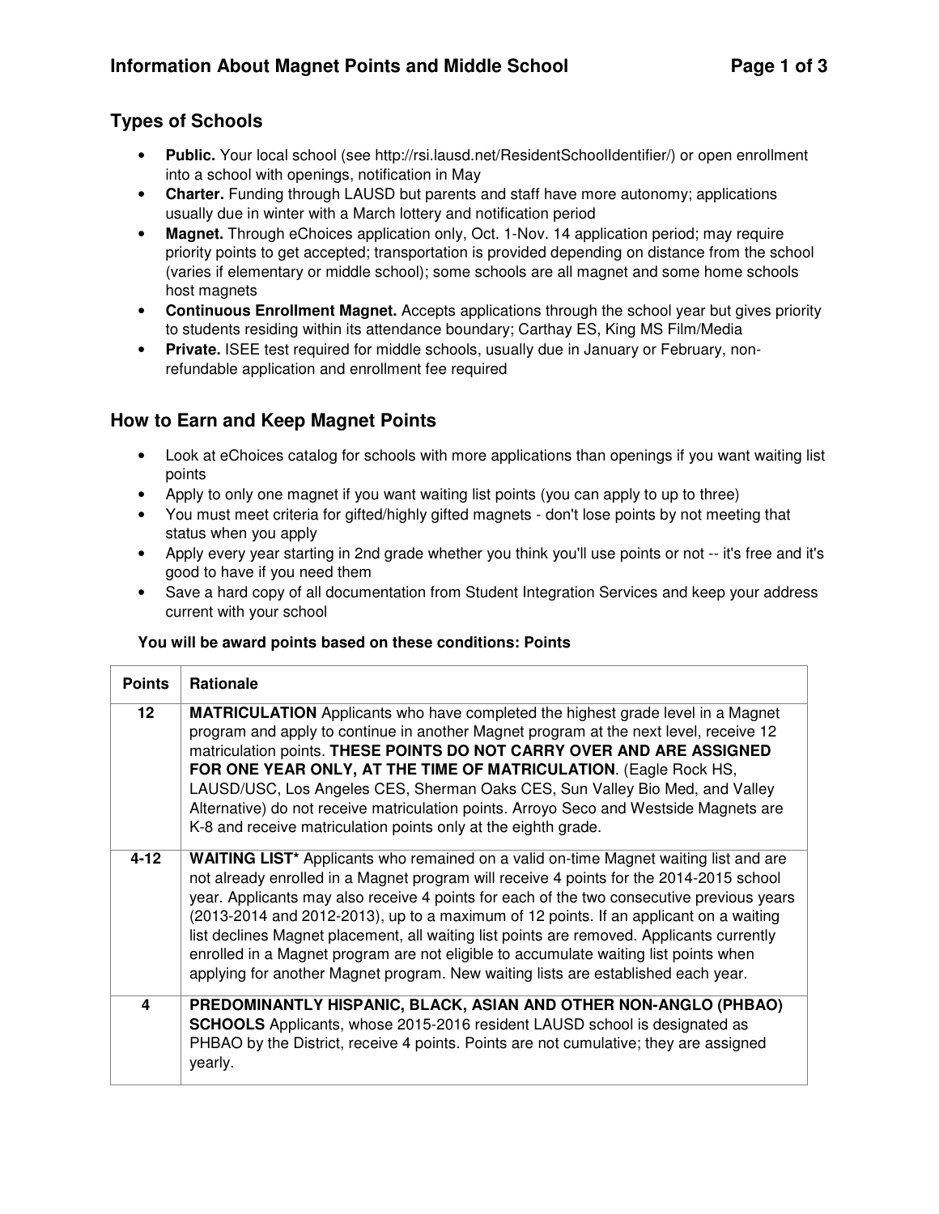## Types of Schools

- **Public.** Your local school (see http://rsi.lausd.net/ResidentSchoolIdentifier/) or open enrollment into a school with openings, notification in May
- **Charter.** Funding through LAUSD but parents and staff have more autonomy; applications usually due in winter with a March lottery and notification period
- **Magnet.** Through eChoices application only, Oct. 1-Nov. 14 application period; may require priority points to get accepted; transportation is provided depending on distance from the school (varies if elementary or middle school); some schools are all magnet and some home schools host magnets
- **Continuous Enrollment Magnet.** Accepts applications through the school year but gives priority to students residing within its attendance boundary; Carthay ES, King MS Film/Media
- **Private.** ISEE test required for middle schools, usually due in January or February, non-refundable application and enrollment fee required

## How to Earn and Keep Magnet Points

- Look at eChoices catalog for schools with more applications than openings if you want waiting list points
- Apply to only one magnet if you want waiting list points (you can apply to up to three)
- You must meet criteria for gifted/highly gifted magnets - don't lose points by not meeting that status when you apply
- Apply every year starting in 2nd grade whether you think you'll use points or not -- it's free and it's good to have if you need them
- Save a hard copy of all documentation from Student Integration Services and keep your address current with your school

**You will be award points based on these conditions: Points**

| Points | Rationale |
|---|---|
| 12 | **MATRICULATION** Applicants who have completed the highest grade level in a Magnet program and apply to continue in another Magnet program at the next level, receive 12 matriculation points. **THESE POINTS DO NOT CARRY OVER AND ARE ASSIGNED FOR ONE YEAR ONLY, AT THE TIME OF MATRICULATION**. (Eagle Rock HS, LAUSD/USC, Los Angeles CES, Sherman Oaks CES, Sun Valley Bio Med, and Valley Alternative) do not receive matriculation points. Arroyo Seco and Westside Magnets are K-8 and receive matriculation points only at the eighth grade. |
| 4-12 | **WAITING LIST*** Applicants who remained on a valid on-time Magnet waiting list and are not already enrolled in a Magnet program will receive 4 points for the 2014-2015 school year. Applicants may also receive 4 points for each of the two consecutive previous years (2013-2014 and 2012-2013), up to a maximum of 12 points. If an applicant on a waiting list declines Magnet placement, all waiting list points are removed. Applicants currently enrolled in a Magnet program are not eligible to accumulate waiting list points when applying for another Magnet program. New waiting lists are established each year. |
| 4 | **PREDOMINANTLY HISPANIC, BLACK, ASIAN AND OTHER NON-ANGLO (PHBAO) SCHOOLS** Applicants, whose 2015-2016 resident LAUSD school is designated as PHBAO by the District, receive 4 points. Points are not cumulative; they are assigned yearly. |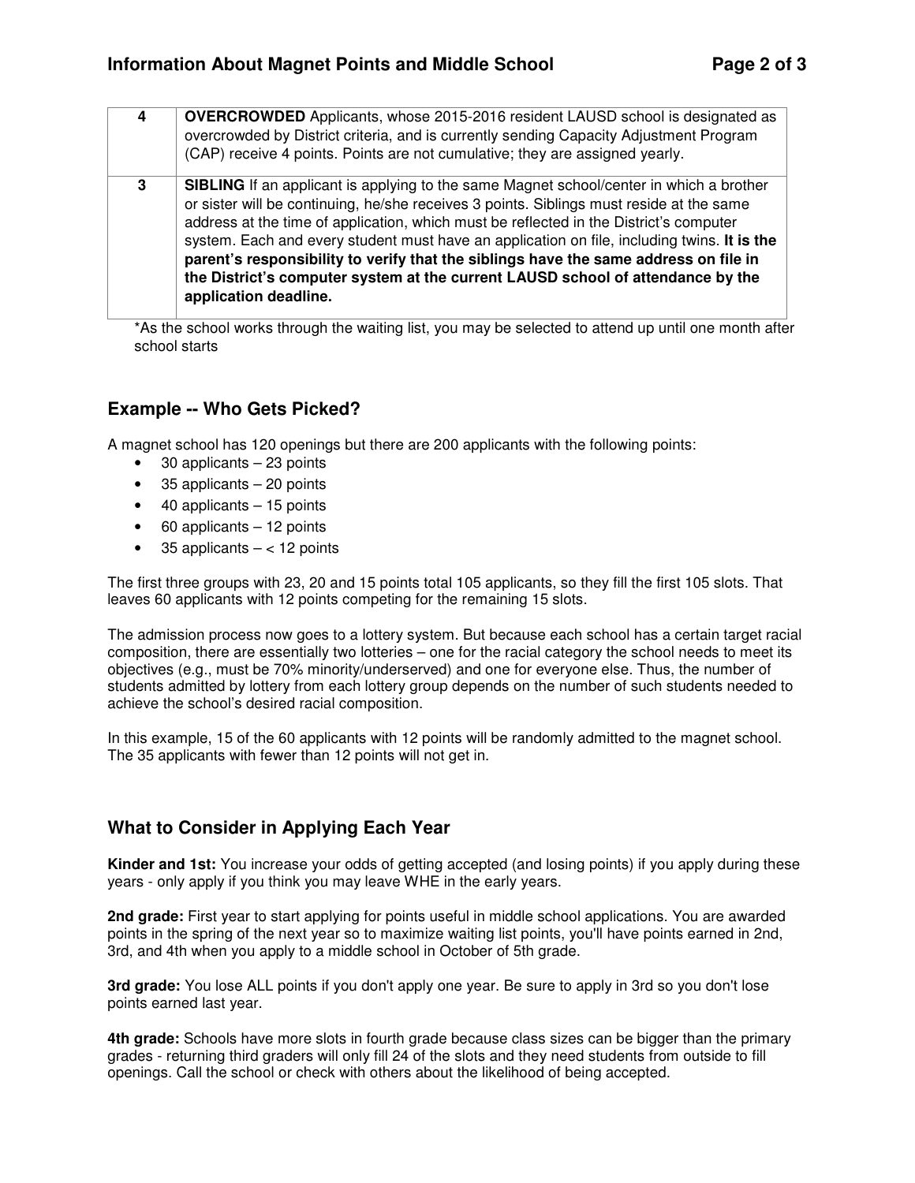| 4 | **OVERCROWDED** Applicants, whose 2015-2016 resident LAUSD school is designated as overcrowded by District criteria, and is currently sending Capacity Adjustment Program (CAP) receive 4 points. Points are not cumulative; they are assigned yearly. |
|---|---|
| 3 | **SIBLING** If an applicant is applying to the same Magnet school/center in which a brother or sister will be continuing, he/she receives 3 points. Siblings must reside at the same address at the time of application, which must be reflected in the District's computer system. Each and every student must have an application on file, including twins. **It is the parent's responsibility to verify that the siblings have the same address on file in the District's computer system at the current LAUSD school of attendance by the application deadline.** |

*As the school works through the waiting list, you may be selected to attend up until one month after school starts

## Example -- Who Gets Picked?

A magnet school has 120 openings but there are 200 applicants with the following points:

- 30 applicants – 23 points
- 35 applicants – 20 points
- 40 applicants – 15 points
- 60 applicants – 12 points
- 35 applicants – < 12 points

The first three groups with 23, 20 and 15 points total 105 applicants, so they fill the first 105 slots. That leaves 60 applicants with 12 points competing for the remaining 15 slots.

The admission process now goes to a lottery system. But because each school has a certain target racial composition, there are essentially two lotteries – one for the racial category the school needs to meet its objectives (e.g., must be 70% minority/underserved) and one for everyone else. Thus, the number of students admitted by lottery from each lottery group depends on the number of such students needed to achieve the school's desired racial composition.

In this example, 15 of the 60 applicants with 12 points will be randomly admitted to the magnet school. The 35 applicants with fewer than 12 points will not get in.

## What to Consider in Applying Each Year

**Kinder and 1st:** You increase your odds of getting accepted (and losing points) if you apply during these years - only apply if you think you may leave WHE in the early years.

**2nd grade:** First year to start applying for points useful in middle school applications. You are awarded points in the spring of the next year so to maximize waiting list points, you'll have points earned in 2nd, 3rd, and 4th when you apply to a middle school in October of 5th grade.

**3rd grade:** You lose ALL points if you don't apply one year. Be sure to apply in 3rd so you don't lose points earned last year.

**4th grade:** Schools have more slots in fourth grade because class sizes can be bigger than the primary grades - returning third graders will only fill 24 of the slots and they need students from outside to fill openings. Call the school or check with others about the likelihood of being accepted.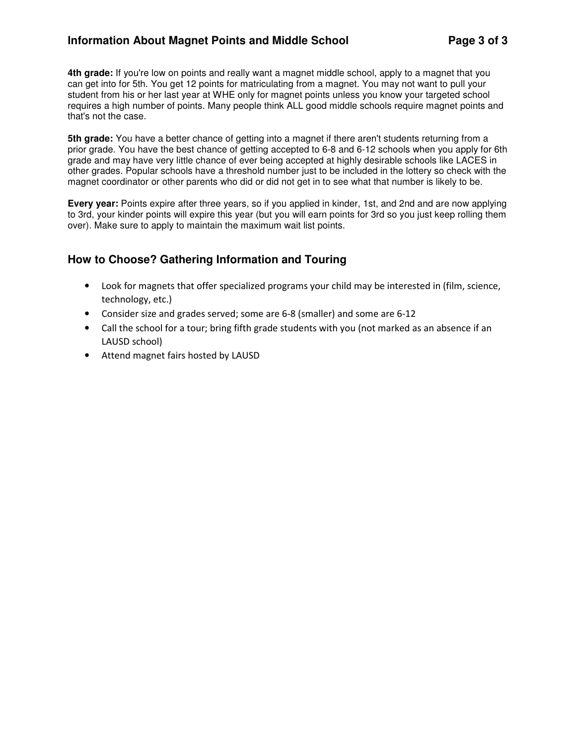**4th grade:** If you're low on points and really want a magnet middle school, apply to a magnet that you can get into for 5th. You get 12 points for matriculating from a magnet. You may not want to pull your student from his or her last year at WHE only for magnet points unless you know your targeted school requires a high number of points. Many people think ALL good middle schools require magnet points and that's not the case.

**5th grade:** You have a better chance of getting into a magnet if there aren't students returning from a prior grade. You have the best chance of getting accepted to 6-8 and 6-12 schools when you apply for 6th grade and may have very little chance of ever being accepted at highly desirable schools like LACES in other grades. Popular schools have a threshold number just to be included in the lottery so check with the magnet coordinator or other parents who did or did not get in to see what that number is likely to be.

**Every year:** Points expire after three years, so if you applied in kinder, 1st, and 2nd and are now applying to 3rd, your kinder points will expire this year (but you will earn points for 3rd so you just keep rolling them over). Make sure to apply to maintain the maximum wait list points.

## How to Choose? Gathering Information and Touring

- Look for magnets that offer specialized programs your child may be interested in (film, science, technology, etc.)
- Consider size and grades served; some are 6-8 (smaller) and some are 6-12
- Call the school for a tour; bring fifth grade students with you (not marked as an absence if an LAUSD school)
- Attend magnet fairs hosted by LAUSD